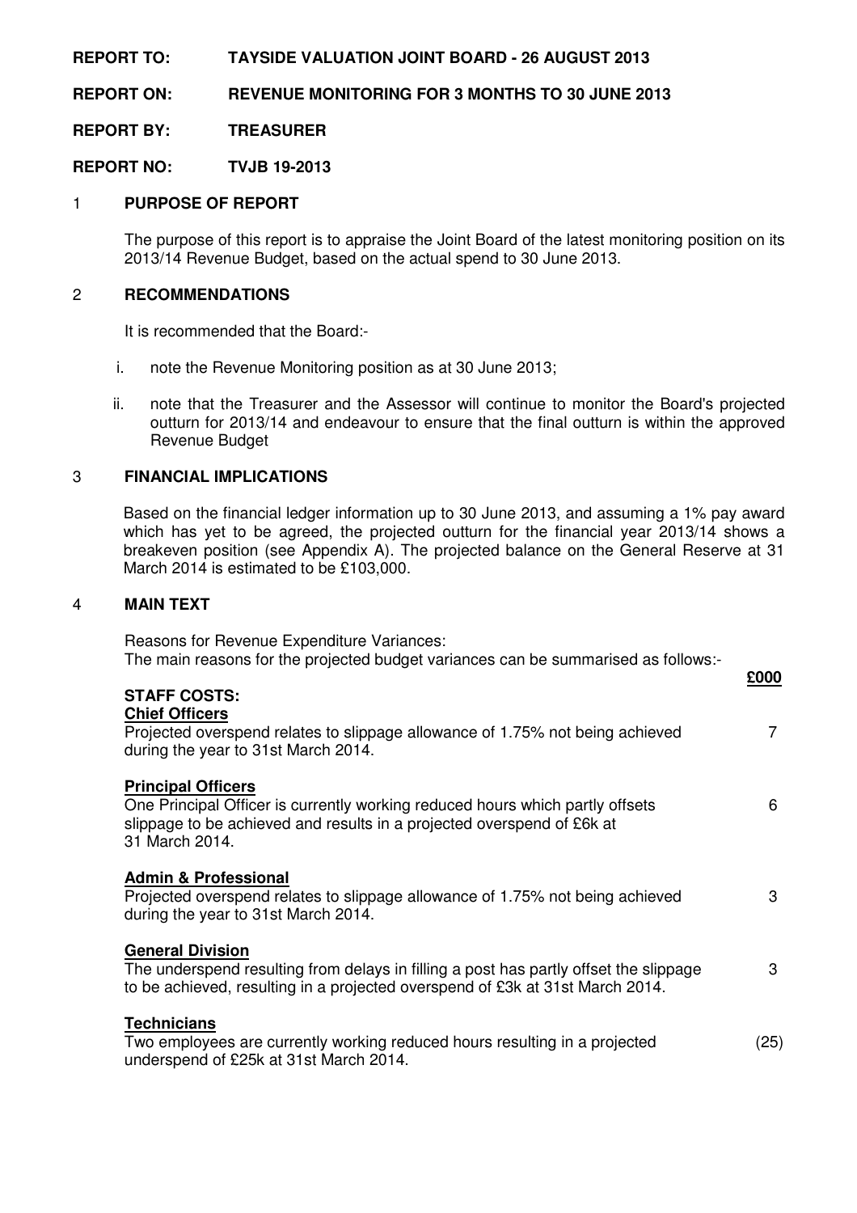**REPORT TO: TAYSIDE VALUATION JOINT BOARD - 26 AUGUST 2013**

**REPORT ON: REVENUE MONITORING FOR 3 MONTHS TO 30 JUNE 2013**

**REPORT BY: TREASURER**

**REPORT NO: TVJB 19-2013**

## 1 PURPOSE OF REPORT

The purpose of this report is to appraise the Joint Board of the latest monitoring position on its 2013/14 Revenue Budget, based on the actual spend to 30 June 2013.

## 2 RECOMMENDATIONS

It is recommended that the Board:-

i. note the Revenue Monitoring position as at 30 June 2013;

ii. note that the Treasurer and the Assessor will continue to monitor the Board's projected outturn for 2013/14 and endeavour to ensure that the final outturn is within the approved Revenue Budget

## 3 FINANCIAL IMPLICATIONS

Based on the financial ledger information up to 30 June 2013, and assuming a 1% pay award which has yet to be agreed, the projected outturn for the financial year 2013/14 shows a breakeven position (see Appendix A). The projected balance on the General Reserve at 31 March 2014 is estimated to be £103,000.

## 4 MAIN TEXT

Reasons for Revenue Expenditure Variances:
The main reasons for the projected budget variances can be summarised as follows:-

| | **£000** |
|---|---|
| **STAFF COSTS:** | |
| **Chief Officers** | |
| Projected overspend relates to slippage allowance of 1.75% not being achieved during the year to 31st March 2014. | 7 |
| **Principal Officers** | |
| One Principal Officer is currently working reduced hours which partly offsets slippage to be achieved and results in a projected overspend of £6k at 31 March 2014. | 6 |
| **Admin & Professional** | |
| Projected overspend relates to slippage allowance of 1.75% not being achieved during the year to 31st March 2014. | 3 |
| **General Division** | |
| The underspend resulting from delays in filling a post has partly offset the slippage to be achieved, resulting in a projected overspend of £3k at 31st March 2014. | 3 |
| **Technicians** | |
| Two employees are currently working reduced hours resulting in a projected underspend of £25k at 31st March 2014. | (25) |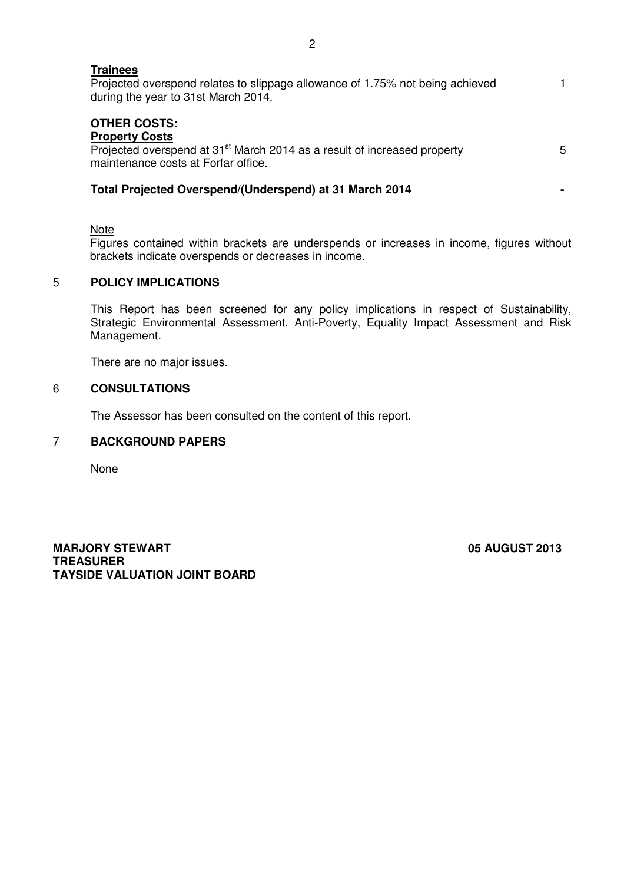**Trainees**

Projected overspend relates to slippage allowance of 1.75% not being achieved during the year to 31st March 2014. 1

**OTHER COSTS:**

**Property Costs**

Projected overspend at 31st March 2014 as a result of increased property maintenance costs at Forfar office. 5

**Total Projected Overspend/(Underspend) at 31 March 2014** -

Note

Figures contained within brackets are underspends or increases in income, figures without brackets indicate overspends or decreases in income.

## 5 POLICY IMPLICATIONS

This Report has been screened for any policy implications in respect of Sustainability, Strategic Environmental Assessment, Anti-Poverty, Equality Impact Assessment and Risk Management.

There are no major issues.

## 6 CONSULTATIONS

The Assessor has been consulted on the content of this report.

## 7 BACKGROUND PAPERS

None

**MARJORY STEWART**
**TREASURER**
**TAYSIDE VALUATION JOINT BOARD**

**05 AUGUST 2013**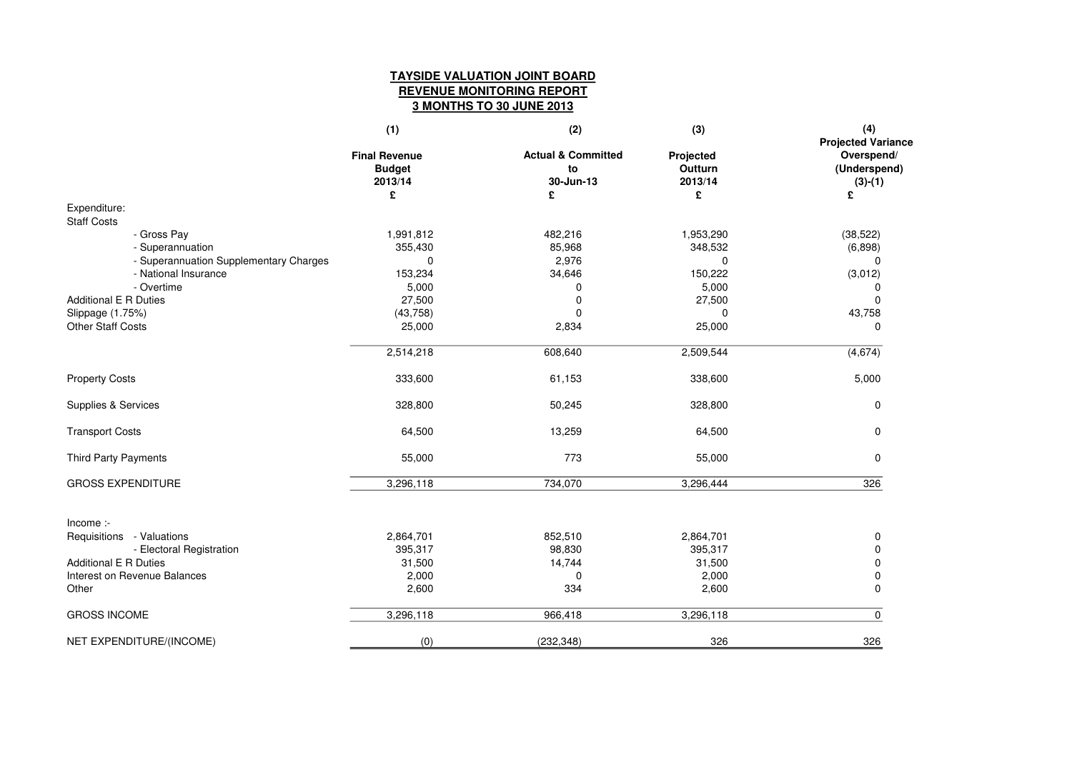**TAYSIDE VALUATION JOINT BOARD**
**REVENUE MONITORING REPORT**
**3 MONTHS TO 30 JUNE 2013**

| | (1) Final Revenue Budget 2013/14 £ | (2) Actual & Committed to 30-Jun-13 £ | (3) Projected Outturn 2013/14 £ | (4) Projected Variance Overspend/ (Underspend) (3)-(1) £ |
|---|---|---|---|---|
| Expenditure: | | | | |
| Staff Costs | | | | |
| - Gross Pay | 1,991,812 | 482,216 | 1,953,290 | (38,522) |
| - Superannuation | 355,430 | 85,968 | 348,532 | (6,898) |
| - Superannuation Supplementary Charges | 0 | 2,976 | 0 | 0 |
| - National Insurance | 153,234 | 34,646 | 150,222 | (3,012) |
| - Overtime | 5,000 | 0 | 5,000 | 0 |
| Additional E R Duties | 27,500 | 0 | 27,500 | 0 |
| Slippage (1.75%) | (43,758) | 0 | 0 | 43,758 |
| Other Staff Costs | 25,000 | 2,834 | 25,000 | 0 |
| | 2,514,218 | 608,640 | 2,509,544 | (4,674) |
| Property Costs | 333,600 | 61,153 | 338,600 | 5,000 |
| Supplies & Services | 328,800 | 50,245 | 328,800 | 0 |
| Transport Costs | 64,500 | 13,259 | 64,500 | 0 |
| Third Party Payments | 55,000 | 773 | 55,000 | 0 |
| GROSS EXPENDITURE | 3,296,118 | 734,070 | 3,296,444 | 326 |
| Income :- | | | | |
| Requisitions - Valuations | 2,864,701 | 852,510 | 2,864,701 | 0 |
| - Electoral Registration | 395,317 | 98,830 | 395,317 | 0 |
| Additional E R Duties | 31,500 | 14,744 | 31,500 | 0 |
| Interest on Revenue Balances | 2,000 | 0 | 2,000 | 0 |
| Other | 2,600 | 334 | 2,600 | 0 |
| GROSS INCOME | 3,296,118 | 966,418 | 3,296,118 | 0 |
| NET EXPENDITURE/(INCOME) | (0) | (232,348) | 326 | 326 |